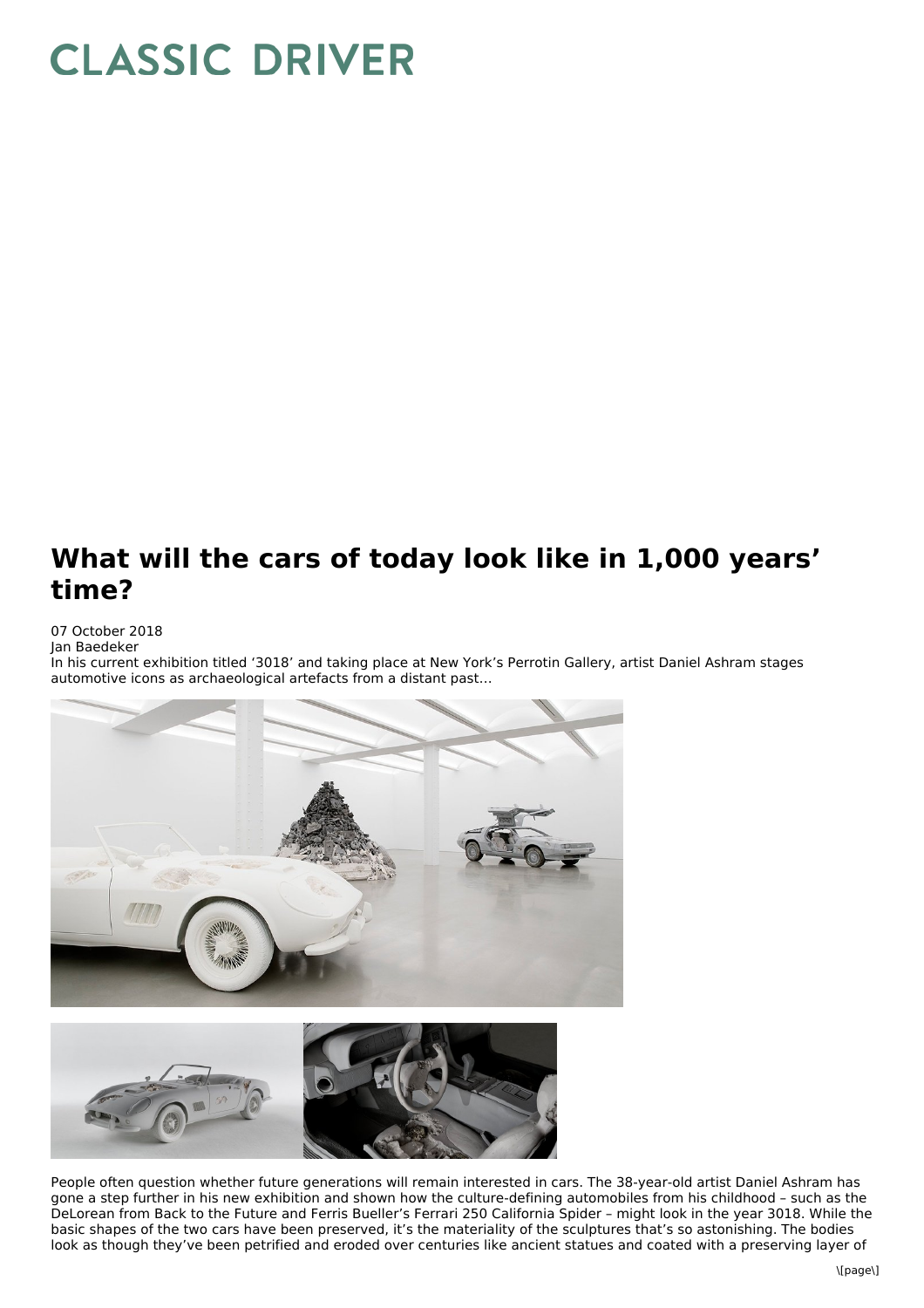# CLASSIC DRIVER

## What will the cars of today look like in 1,000 years' time?

07 October 2018
Jan Baedeker

In his current exhibition titled '3018' and taking place at New York's Perrotin Gallery, artist Daniel Ashram stages automotive icons as archaeological artefacts from a distant past…

People often question whether future generations will remain interested in cars. The 38-year-old artist Daniel Ashram has gone a step further in his new exhibition and shown how the culture-defining automobiles from his childhood – such as the DeLorean from Back to the Future and Ferris Bueller's Ferrari 250 California Spider – might look in the year 3018. While the basic shapes of the two cars have been preserved, it's the materiality of the sculptures that's so astonishing. The bodies look as though they've been petrified and eroded over centuries like ancient statues and coated with a preserving layer of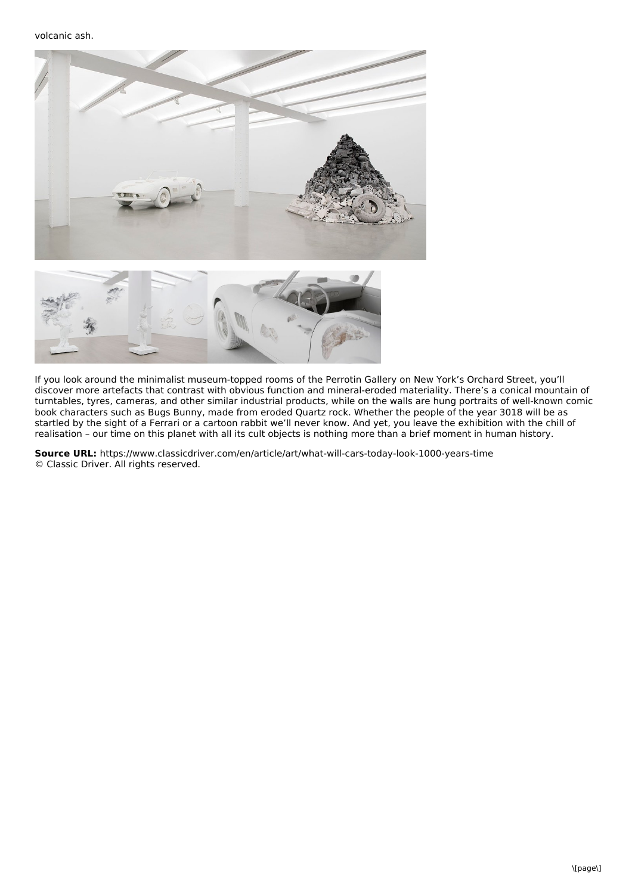volcanic ash.

If you look around the minimalist museum-topped rooms of the Perrotin Gallery on New York's Orchard Street, you'll discover more artefacts that contrast with obvious function and mineral-eroded materiality. There's a conical mountain of turntables, tyres, cameras, and other similar industrial products, while on the walls are hung portraits of well-known comic book characters such as Bugs Bunny, made from eroded Quartz rock. Whether the people of the year 3018 will be as startled by the sight of a Ferrari or a cartoon rabbit we'll never know. And yet, you leave the exhibition with the chill of realisation – our time on this planet with all its cult objects is nothing more than a brief moment in human history.

**Source URL:** https://www.classicdriver.com/en/article/art/what-will-cars-today-look-1000-years-time
© Classic Driver. All rights reserved.